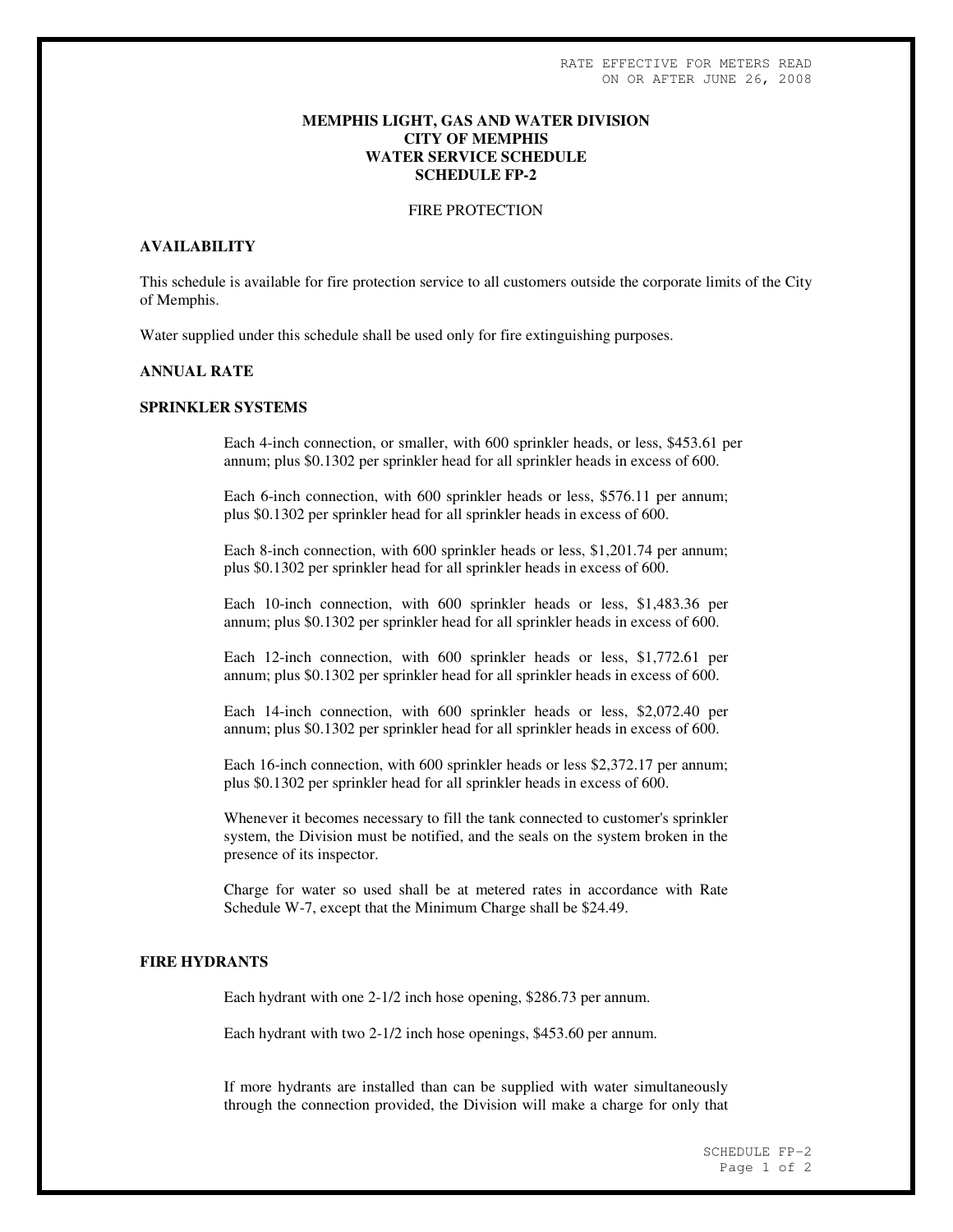RATE EFFECTIVE FOR METERS READ ON OR AFTER JUNE 26, 2008

# MEMPHIS LIGHT, GAS AND WATER DIVISION
# CITY OF MEMPHIS
# WATER SERVICE SCHEDULE
# SCHEDULE FP-2

FIRE PROTECTION

## AVAILABILITY

This schedule is available for fire protection service to all customers outside the corporate limits of the City of Memphis.

Water supplied under this schedule shall be used only for fire extinguishing purposes.

## ANNUAL RATE

## SPRINKLER SYSTEMS

Each 4-inch connection, or smaller, with 600 sprinkler heads, or less, $453.61 per annum; plus $0.1302 per sprinkler head for all sprinkler heads in excess of 600.

Each 6-inch connection, with 600 sprinkler heads or less, $576.11 per annum; plus $0.1302 per sprinkler head for all sprinkler heads in excess of 600.

Each 8-inch connection, with 600 sprinkler heads or less, $1,201.74 per annum; plus $0.1302 per sprinkler head for all sprinkler heads in excess of 600.

Each 10-inch connection, with 600 sprinkler heads or less, $1,483.36 per annum; plus $0.1302 per sprinkler head for all sprinkler heads in excess of 600.

Each 12-inch connection, with 600 sprinkler heads or less, $1,772.61 per annum; plus $0.1302 per sprinkler head for all sprinkler heads in excess of 600.

Each 14-inch connection, with 600 sprinkler heads or less, $2,072.40 per annum; plus $0.1302 per sprinkler head for all sprinkler heads in excess of 600.

Each 16-inch connection, with 600 sprinkler heads or less $2,372.17 per annum; plus $0.1302 per sprinkler head for all sprinkler heads in excess of 600.

Whenever it becomes necessary to fill the tank connected to customer's sprinkler system, the Division must be notified, and the seals on the system broken in the presence of its inspector.

Charge for water so used shall be at metered rates in accordance with Rate Schedule W-7, except that the Minimum Charge shall be $24.49.

## FIRE HYDRANTS

Each hydrant with one 2-1/2 inch hose opening, $286.73 per annum.

Each hydrant with two 2-1/2 inch hose openings, $453.60 per annum.

If more hydrants are installed than can be supplied with water simultaneously through the connection provided, the Division will make a charge for only that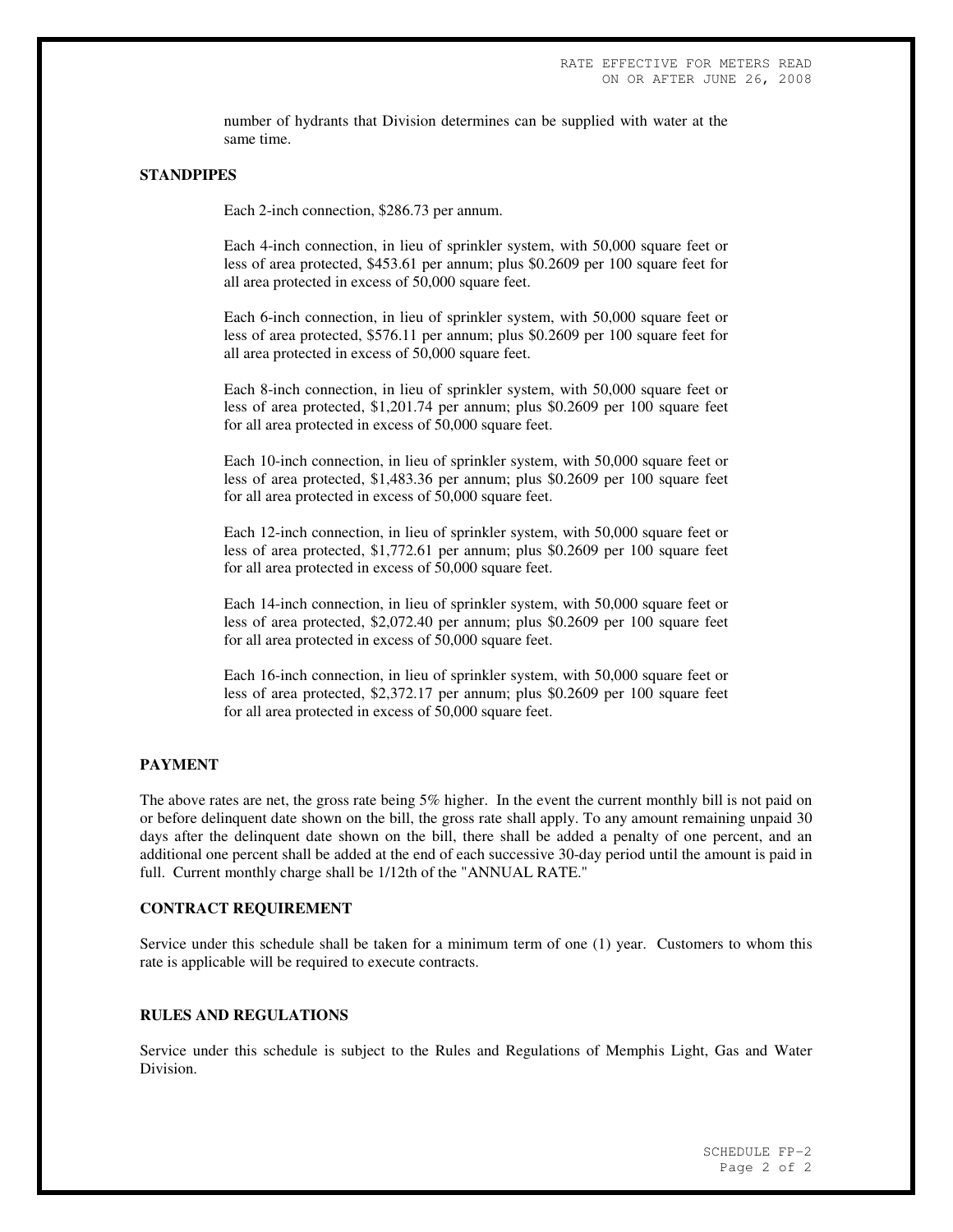number of hydrants that Division determines can be supplied with water at the same time.

## STANDPIPES

Each 2-inch connection, $286.73 per annum.

Each 4-inch connection, in lieu of sprinkler system, with 50,000 square feet or less of area protected, $453.61 per annum; plus $0.2609 per 100 square feet for all area protected in excess of 50,000 square feet.

Each 6-inch connection, in lieu of sprinkler system, with 50,000 square feet or less of area protected, $576.11 per annum; plus $0.2609 per 100 square feet for all area protected in excess of 50,000 square feet.

Each 8-inch connection, in lieu of sprinkler system, with 50,000 square feet or less of area protected, $1,201.74 per annum; plus $0.2609 per 100 square feet for all area protected in excess of 50,000 square feet.

Each 10-inch connection, in lieu of sprinkler system, with 50,000 square feet or less of area protected, $1,483.36 per annum; plus $0.2609 per 100 square feet for all area protected in excess of 50,000 square feet.

Each 12-inch connection, in lieu of sprinkler system, with 50,000 square feet or less of area protected, $1,772.61 per annum; plus $0.2609 per 100 square feet for all area protected in excess of 50,000 square feet.

Each 14-inch connection, in lieu of sprinkler system, with 50,000 square feet or less of area protected, $2,072.40 per annum; plus $0.2609 per 100 square feet for all area protected in excess of 50,000 square feet.

Each 16-inch connection, in lieu of sprinkler system, with 50,000 square feet or less of area protected, $2,372.17 per annum; plus $0.2609 per 100 square feet for all area protected in excess of 50,000 square feet.

## PAYMENT

The above rates are net, the gross rate being 5% higher. In the event the current monthly bill is not paid on or before delinquent date shown on the bill, the gross rate shall apply. To any amount remaining unpaid 30 days after the delinquent date shown on the bill, there shall be added a penalty of one percent, and an additional one percent shall be added at the end of each successive 30-day period until the amount is paid in full. Current monthly charge shall be 1/12th of the "ANNUAL RATE."

## CONTRACT REQUIREMENT

Service under this schedule shall be taken for a minimum term of one (1) year. Customers to whom this rate is applicable will be required to execute contracts.

## RULES AND REGULATIONS

Service under this schedule is subject to the Rules and Regulations of Memphis Light, Gas and Water Division.